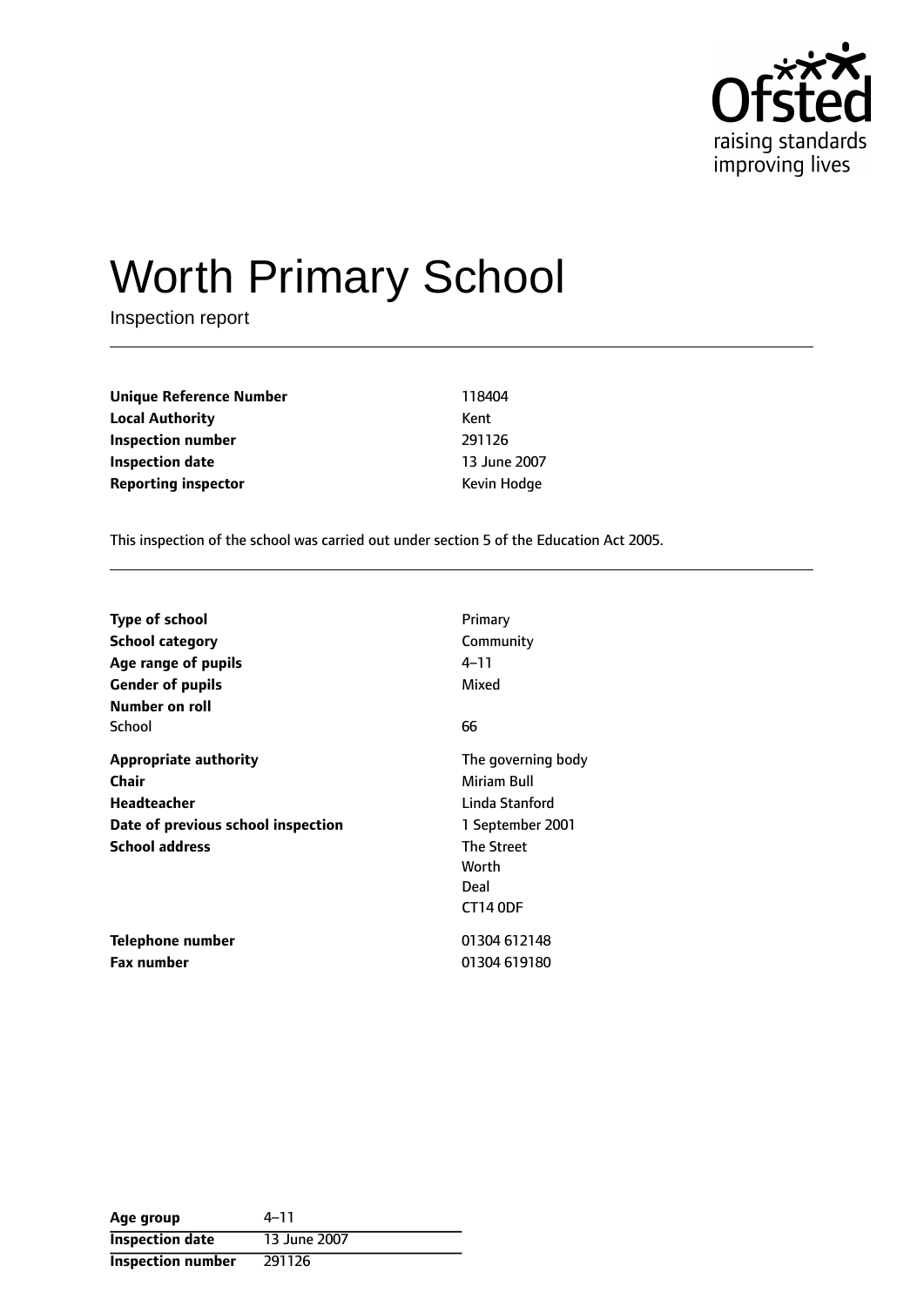# Worth Primary School

Inspection report

| | |
|---|---|
| **Unique Reference Number** | 118404 |
| **Local Authority** | Kent |
| **Inspection number** | 291126 |
| **Inspection date** | 13 June 2007 |
| **Reporting inspector** | Kevin Hodge |

This inspection of the school was carried out under section 5 of the Education Act 2005.

| | |
|---|---|
| **Type of school** | Primary |
| **School category** | Community |
| **Age range of pupils** | 4–11 |
| **Gender of pupils** | Mixed |
| **Number on roll** | |
| School | 66 |
| **Appropriate authority** | The governing body |
| **Chair** | Miriam Bull |
| **Headteacher** | Linda Stanford |
| **Date of previous school inspection** | 1 September 2001 |
| **School address** | The Street<br>Worth<br>Deal<br>CT14 0DF |
| **Telephone number** | 01304 612148 |
| **Fax number** | 01304 619180 |

| | |
|---|---|
| **Age group** | 4–11 |
| **Inspection date** | 13 June 2007 |
| **Inspection number** | 291126 |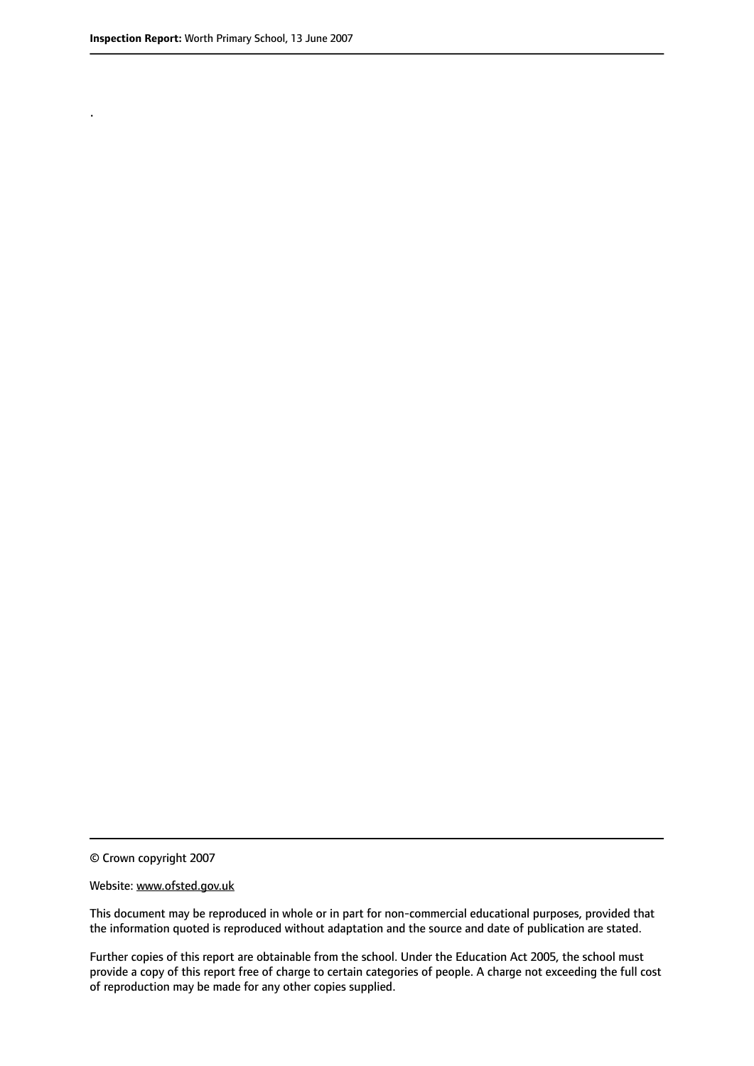.

© Crown copyright 2007

Website: www.ofsted.gov.uk

This document may be reproduced in whole or in part for non-commercial educational purposes, provided that the information quoted is reproduced without adaptation and the source and date of publication are stated.

Further copies of this report are obtainable from the school. Under the Education Act 2005, the school must provide a copy of this report free of charge to certain categories of people. A charge not exceeding the full cost of reproduction may be made for any other copies supplied.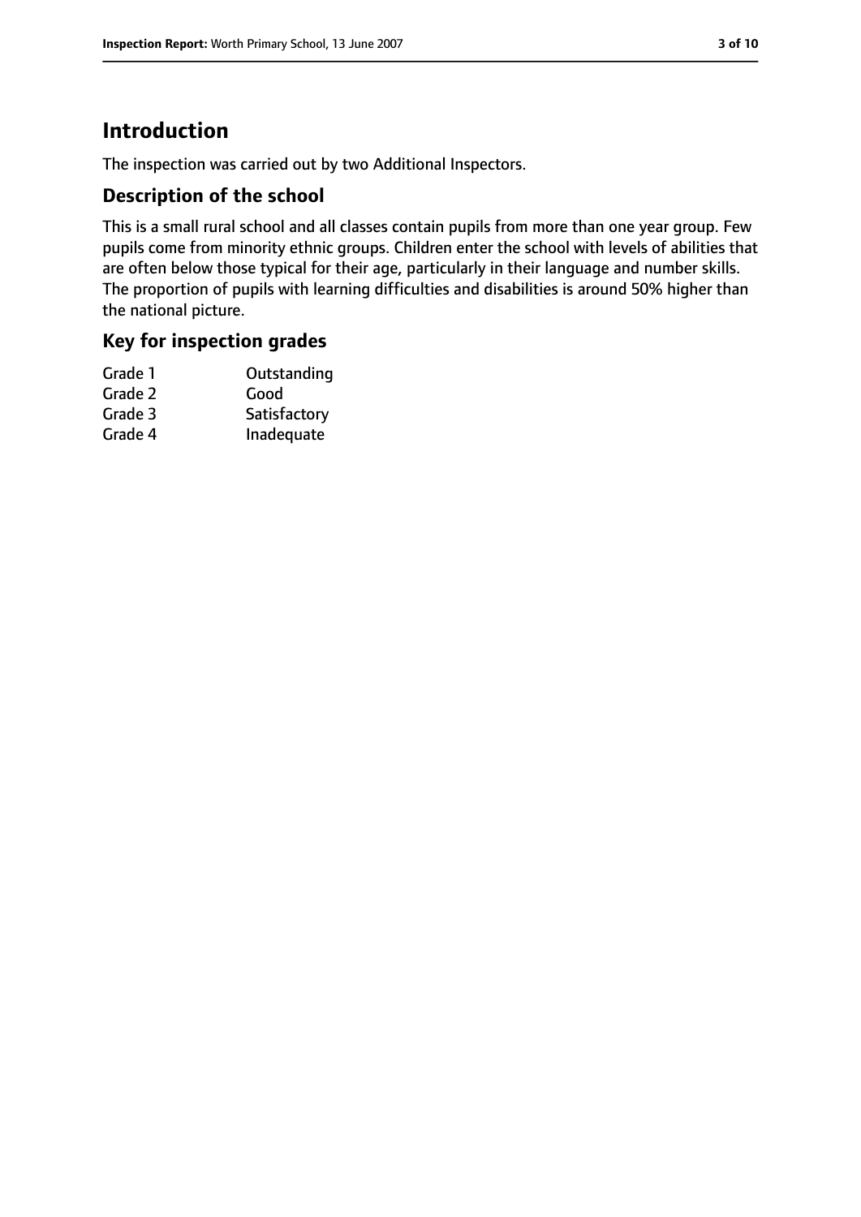# Introduction

The inspection was carried out by two Additional Inspectors.

## Description of the school

This is a small rural school and all classes contain pupils from more than one year group. Few pupils come from minority ethnic groups. Children enter the school with levels of abilities that are often below those typical for their age, particularly in their language and number skills. The proportion of pupils with learning difficulties and disabilities is around 50% higher than the national picture.

## Key for inspection grades

| | |
|---|---|
| Grade 1 | Outstanding |
| Grade 2 | Good |
| Grade 3 | Satisfactory |
| Grade 4 | Inadequate |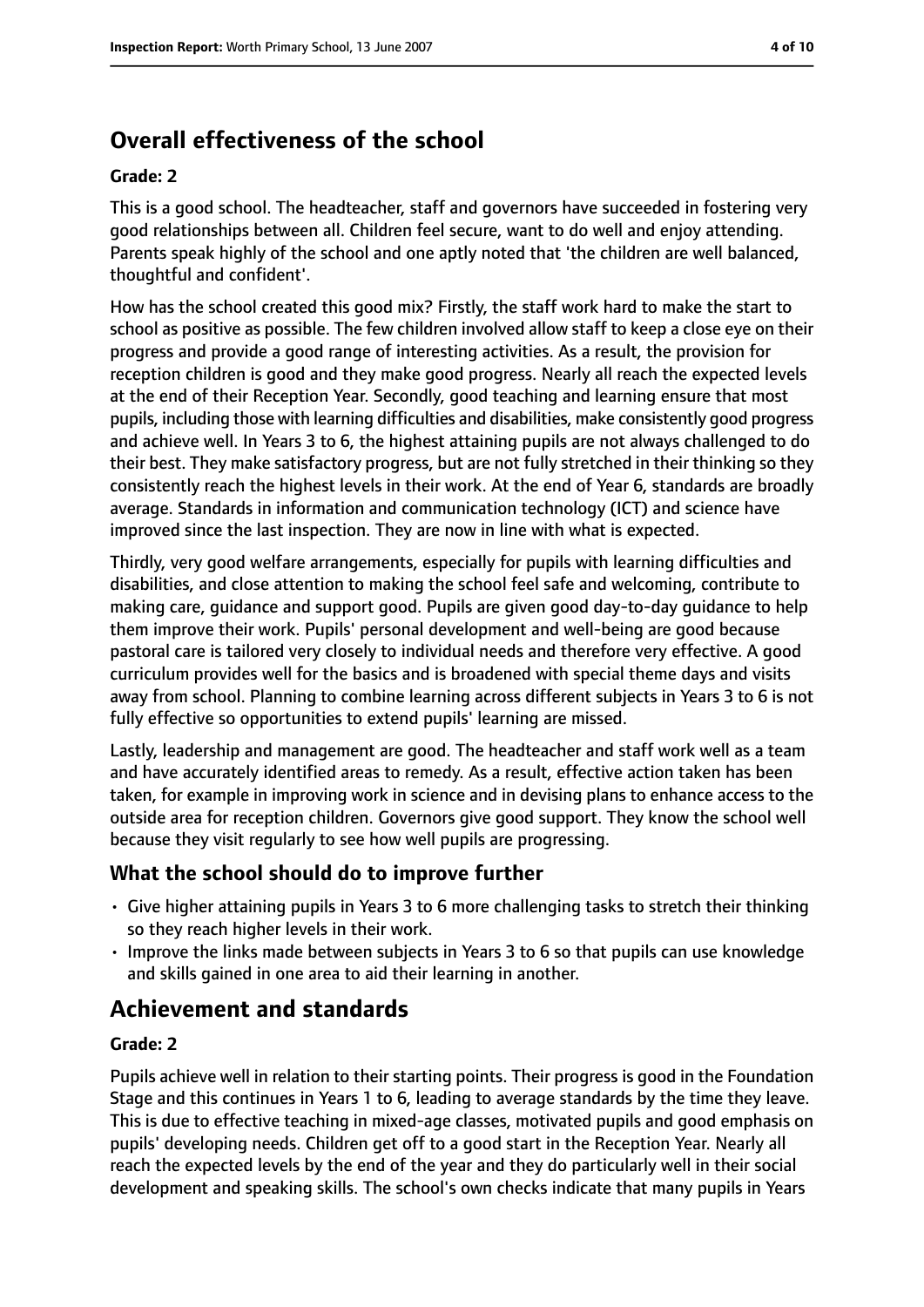## Overall effectiveness of the school

### Grade: 2

This is a good school. The headteacher, staff and governors have succeeded in fostering very good relationships between all. Children feel secure, want to do well and enjoy attending. Parents speak highly of the school and one aptly noted that 'the children are well balanced, thoughtful and confident'.

How has the school created this good mix? Firstly, the staff work hard to make the start to school as positive as possible. The few children involved allow staff to keep a close eye on their progress and provide a good range of interesting activities. As a result, the provision for reception children is good and they make good progress. Nearly all reach the expected levels at the end of their Reception Year. Secondly, good teaching and learning ensure that most pupils, including those with learning difficulties and disabilities, make consistently good progress and achieve well. In Years 3 to 6, the highest attaining pupils are not always challenged to do their best. They make satisfactory progress, but are not fully stretched in their thinking so they consistently reach the highest levels in their work. At the end of Year 6, standards are broadly average. Standards in information and communication technology (ICT) and science have improved since the last inspection. They are now in line with what is expected.

Thirdly, very good welfare arrangements, especially for pupils with learning difficulties and disabilities, and close attention to making the school feel safe and welcoming, contribute to making care, guidance and support good. Pupils are given good day-to-day guidance to help them improve their work. Pupils' personal development and well-being are good because pastoral care is tailored very closely to individual needs and therefore very effective. A good curriculum provides well for the basics and is broadened with special theme days and visits away from school. Planning to combine learning across different subjects in Years 3 to 6 is not fully effective so opportunities to extend pupils' learning are missed.

Lastly, leadership and management are good. The headteacher and staff work well as a team and have accurately identified areas to remedy. As a result, effective action taken has been taken, for example in improving work in science and in devising plans to enhance access to the outside area for reception children. Governors give good support. They know the school well because they visit regularly to see how well pupils are progressing.

### What the school should do to improve further

- Give higher attaining pupils in Years 3 to 6 more challenging tasks to stretch their thinking so they reach higher levels in their work.
- Improve the links made between subjects in Years 3 to 6 so that pupils can use knowledge and skills gained in one area to aid their learning in another.

## Achievement and standards

### Grade: 2

Pupils achieve well in relation to their starting points. Their progress is good in the Foundation Stage and this continues in Years 1 to 6, leading to average standards by the time they leave. This is due to effective teaching in mixed-age classes, motivated pupils and good emphasis on pupils' developing needs. Children get off to a good start in the Reception Year. Nearly all reach the expected levels by the end of the year and they do particularly well in their social development and speaking skills. The school's own checks indicate that many pupils in Years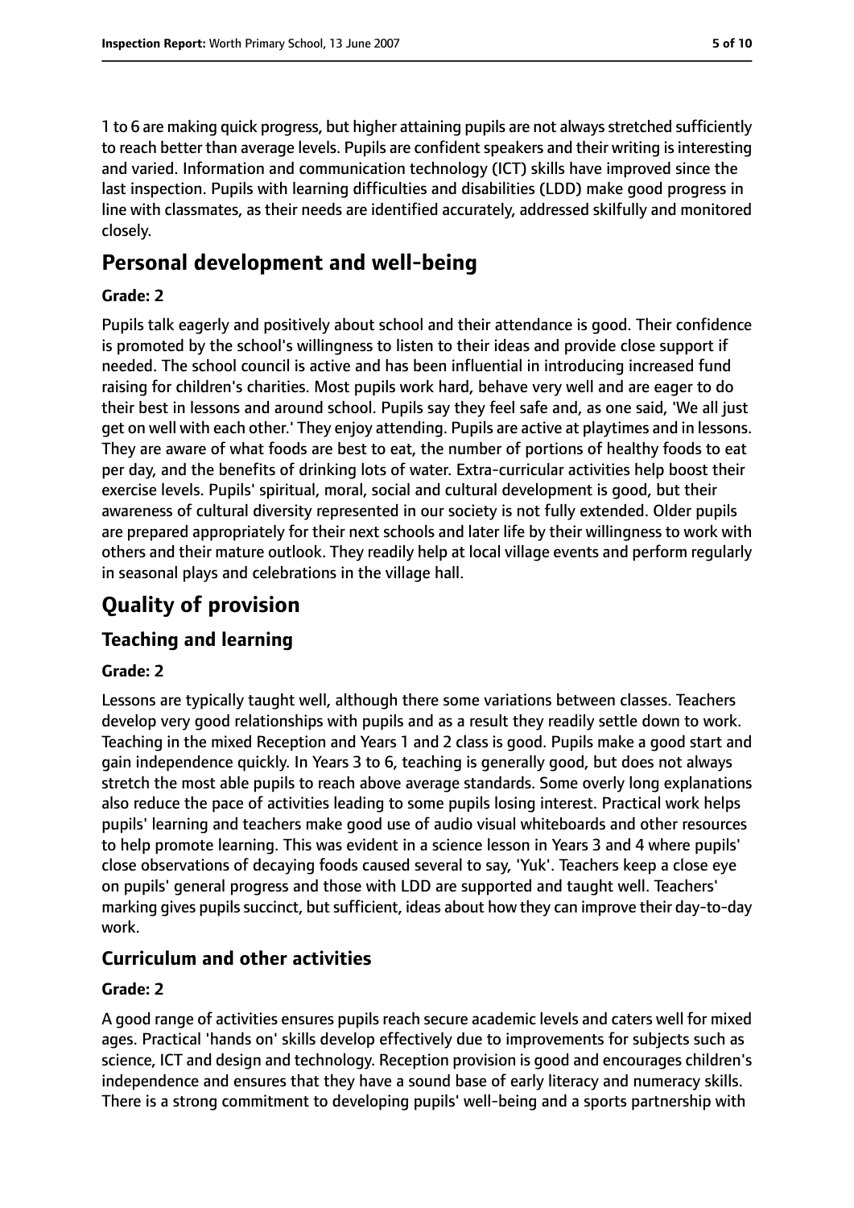1 to 6 are making quick progress, but higher attaining pupils are not always stretched sufficiently to reach better than average levels. Pupils are confident speakers and their writing is interesting and varied. Information and communication technology (ICT) skills have improved since the last inspection. Pupils with learning difficulties and disabilities (LDD) make good progress in line with classmates, as their needs are identified accurately, addressed skilfully and monitored closely.

# Personal development and well-being

**Grade: 2**

Pupils talk eagerly and positively about school and their attendance is good. Their confidence is promoted by the school's willingness to listen to their ideas and provide close support if needed. The school council is active and has been influential in introducing increased fund raising for children's charities. Most pupils work hard, behave very well and are eager to do their best in lessons and around school. Pupils say they feel safe and, as one said, 'We all just get on well with each other.' They enjoy attending. Pupils are active at playtimes and in lessons. They are aware of what foods are best to eat, the number of portions of healthy foods to eat per day, and the benefits of drinking lots of water. Extra-curricular activities help boost their exercise levels. Pupils' spiritual, moral, social and cultural development is good, but their awareness of cultural diversity represented in our society is not fully extended. Older pupils are prepared appropriately for their next schools and later life by their willingness to work with others and their mature outlook. They readily help at local village events and perform regularly in seasonal plays and celebrations in the village hall.

# Quality of provision

## Teaching and learning

**Grade: 2**

Lessons are typically taught well, although there some variations between classes. Teachers develop very good relationships with pupils and as a result they readily settle down to work. Teaching in the mixed Reception and Years 1 and 2 class is good. Pupils make a good start and gain independence quickly. In Years 3 to 6, teaching is generally good, but does not always stretch the most able pupils to reach above average standards. Some overly long explanations also reduce the pace of activities leading to some pupils losing interest. Practical work helps pupils' learning and teachers make good use of audio visual whiteboards and other resources to help promote learning. This was evident in a science lesson in Years 3 and 4 where pupils' close observations of decaying foods caused several to say, 'Yuk'. Teachers keep a close eye on pupils' general progress and those with LDD are supported and taught well. Teachers' marking gives pupils succinct, but sufficient, ideas about how they can improve their day-to-day work.

## Curriculum and other activities

**Grade: 2**

A good range of activities ensures pupils reach secure academic levels and caters well for mixed ages. Practical 'hands on' skills develop effectively due to improvements for subjects such as science, ICT and design and technology. Reception provision is good and encourages children's independence and ensures that they have a sound base of early literacy and numeracy skills. There is a strong commitment to developing pupils' well-being and a sports partnership with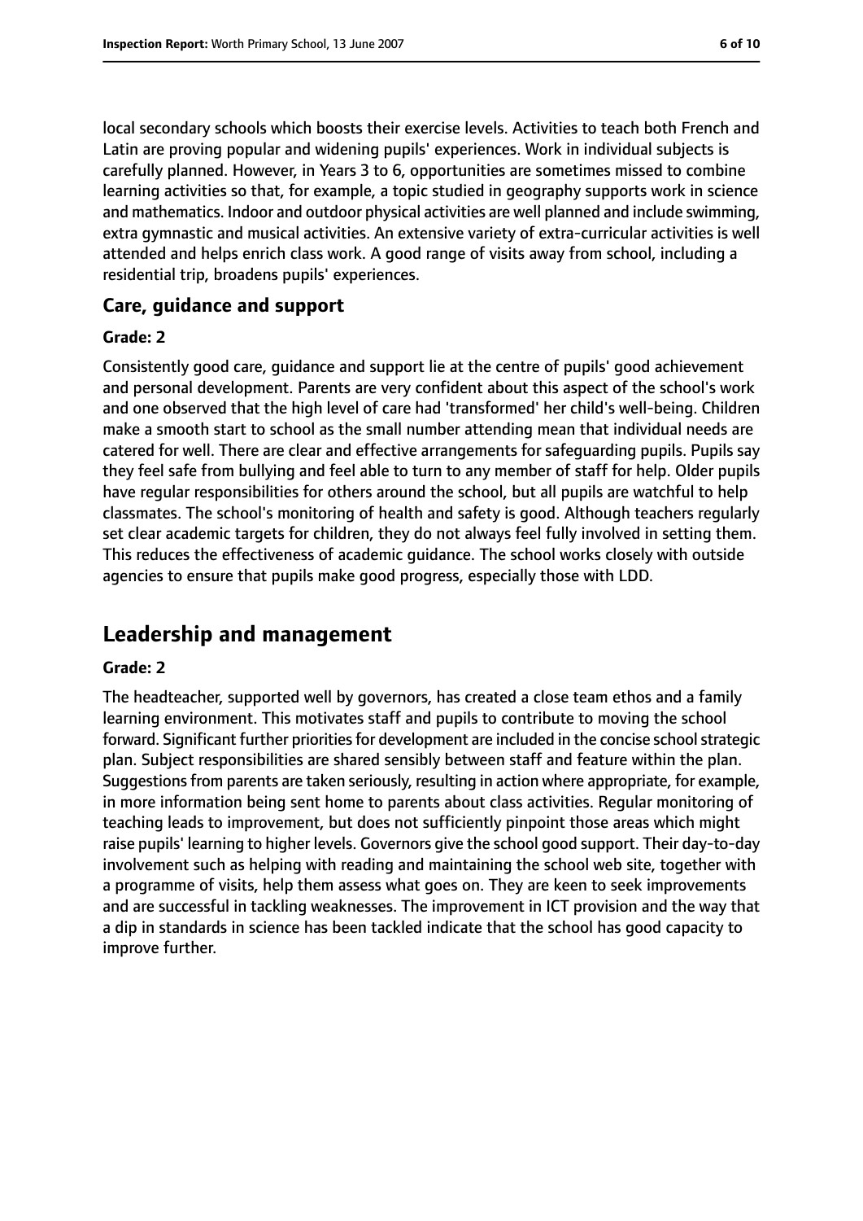local secondary schools which boosts their exercise levels. Activities to teach both French and Latin are proving popular and widening pupils' experiences. Work in individual subjects is carefully planned. However, in Years 3 to 6, opportunities are sometimes missed to combine learning activities so that, for example, a topic studied in geography supports work in science and mathematics. Indoor and outdoor physical activities are well planned and include swimming, extra gymnastic and musical activities. An extensive variety of extra-curricular activities is well attended and helps enrich class work. A good range of visits away from school, including a residential trip, broadens pupils' experiences.

### Care, guidance and support

#### Grade: 2

Consistently good care, guidance and support lie at the centre of pupils' good achievement and personal development. Parents are very confident about this aspect of the school's work and one observed that the high level of care had 'transformed' her child's well-being. Children make a smooth start to school as the small number attending mean that individual needs are catered for well. There are clear and effective arrangements for safeguarding pupils. Pupils say they feel safe from bullying and feel able to turn to any member of staff for help. Older pupils have regular responsibilities for others around the school, but all pupils are watchful to help classmates. The school's monitoring of health and safety is good. Although teachers regularly set clear academic targets for children, they do not always feel fully involved in setting them. This reduces the effectiveness of academic guidance. The school works closely with outside agencies to ensure that pupils make good progress, especially those with LDD.

## Leadership and management

#### Grade: 2

The headteacher, supported well by governors, has created a close team ethos and a family learning environment. This motivates staff and pupils to contribute to moving the school forward. Significant further priorities for development are included in the concise school strategic plan. Subject responsibilities are shared sensibly between staff and feature within the plan. Suggestions from parents are taken seriously, resulting in action where appropriate, for example, in more information being sent home to parents about class activities. Regular monitoring of teaching leads to improvement, but does not sufficiently pinpoint those areas which might raise pupils' learning to higher levels. Governors give the school good support. Their day-to-day involvement such as helping with reading and maintaining the school web site, together with a programme of visits, help them assess what goes on. They are keen to seek improvements and are successful in tackling weaknesses. The improvement in ICT provision and the way that a dip in standards in science has been tackled indicate that the school has good capacity to improve further.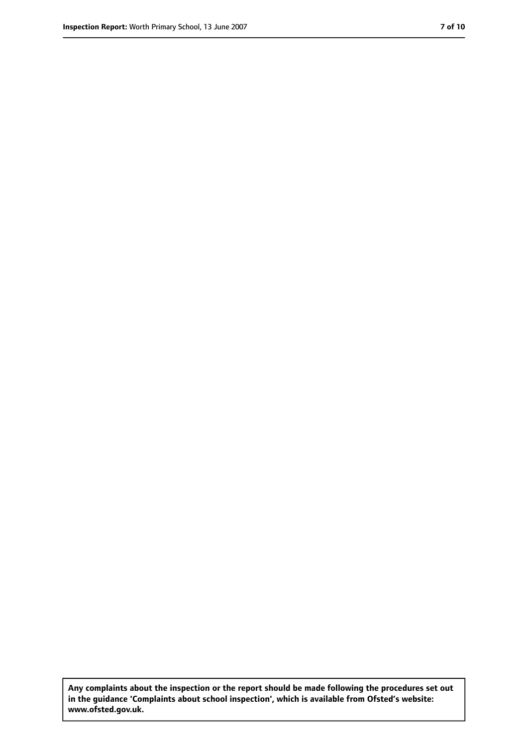**Any complaints about the inspection or the report should be made following the procedures set out in the guidance 'Complaints about school inspection', which is available from Ofsted's website: www.ofsted.gov.uk.**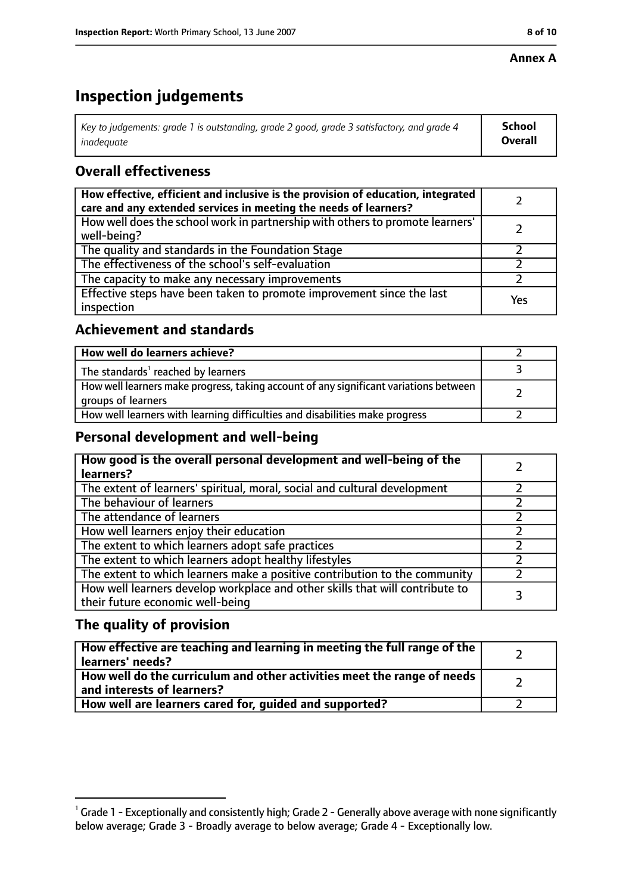**Annex A**

# Inspection judgements

| *Key to judgements: grade 1 is outstanding, grade 2 good, grade 3 satisfactory, and grade 4 inadequate* | **School Overall** |
|---|---|

## Overall effectiveness

| | |
|---|---|
| **How effective, efficient and inclusive is the provision of education, integrated care and any extended services in meeting the needs of learners?** | 2 |
| How well does the school work in partnership with others to promote learners' well-being? | 2 |
| The quality and standards in the Foundation Stage | 2 |
| The effectiveness of the school's self-evaluation | 2 |
| The capacity to make any necessary improvements | 2 |
| Effective steps have been taken to promote improvement since the last inspection | Yes |

## Achievement and standards

| | |
|---|---|
| **How well do learners achieve?** | 2 |
| The standards[1] reached by learners | 3 |
| How well learners make progress, taking account of any significant variations between groups of learners | 2 |
| How well learners with learning difficulties and disabilities make progress | 2 |

## Personal development and well-being

| | |
|---|---|
| **How good is the overall personal development and well-being of the learners?** | 2 |
| The extent of learners' spiritual, moral, social and cultural development | 2 |
| The behaviour of learners | 2 |
| The attendance of learners | 2 |
| How well learners enjoy their education | 2 |
| The extent to which learners adopt safe practices | 2 |
| The extent to which learners adopt healthy lifestyles | 2 |
| The extent to which learners make a positive contribution to the community | 2 |
| How well learners develop workplace and other skills that will contribute to their future economic well-being | 3 |

## The quality of provision

| | |
|---|---|
| **How effective are teaching and learning in meeting the full range of the learners' needs?** | 2 |
| **How well do the curriculum and other activities meet the range of needs and interests of learners?** | 2 |
| **How well are learners cared for, guided and supported?** | 2 |

[1] Grade 1 - Exceptionally and consistently high; Grade 2 - Generally above average with none significantly below average; Grade 3 - Broadly average to below average; Grade 4 - Exceptionally low.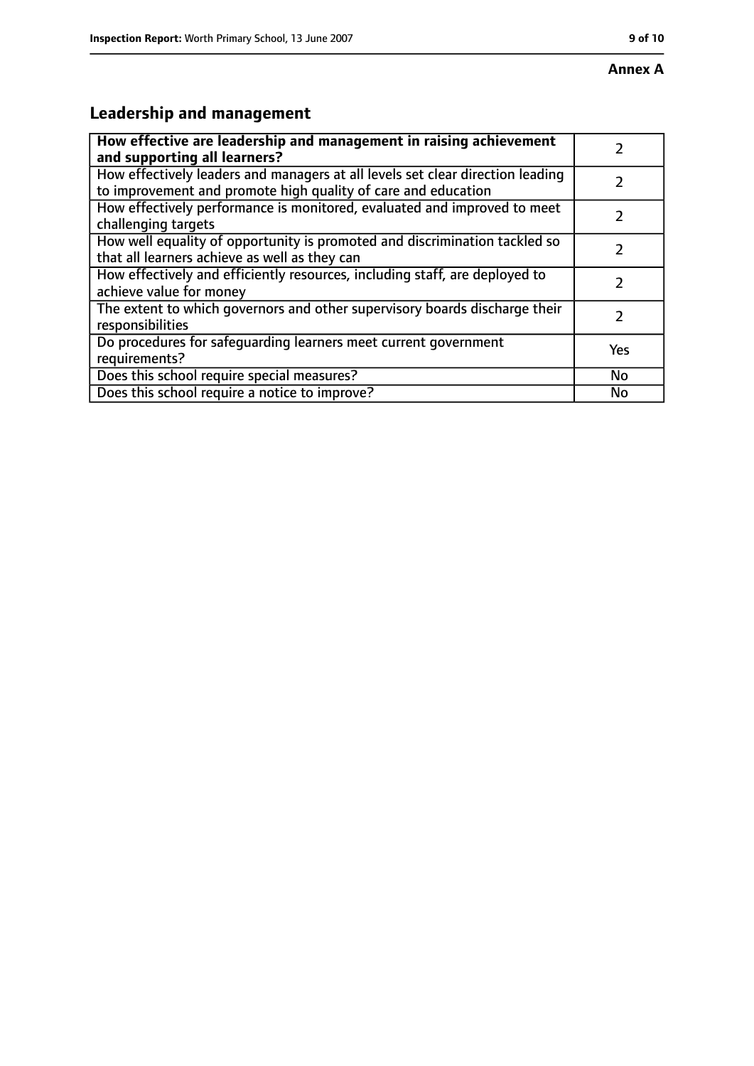**Annex A**

## Leadership and management

| How effective are leadership and management in raising achievement and supporting all learners? | 2 |
|---|---|
| How effectively leaders and managers at all levels set clear direction leading to improvement and promote high quality of care and education | 2 |
| How effectively performance is monitored, evaluated and improved to meet challenging targets | 2 |
| How well equality of opportunity is promoted and discrimination tackled so that all learners achieve as well as they can | 2 |
| How effectively and efficiently resources, including staff, are deployed to achieve value for money | 2 |
| The extent to which governors and other supervisory boards discharge their responsibilities | 2 |
| Do procedures for safeguarding learners meet current government requirements? | Yes |
| Does this school require special measures? | No |
| Does this school require a notice to improve? | No |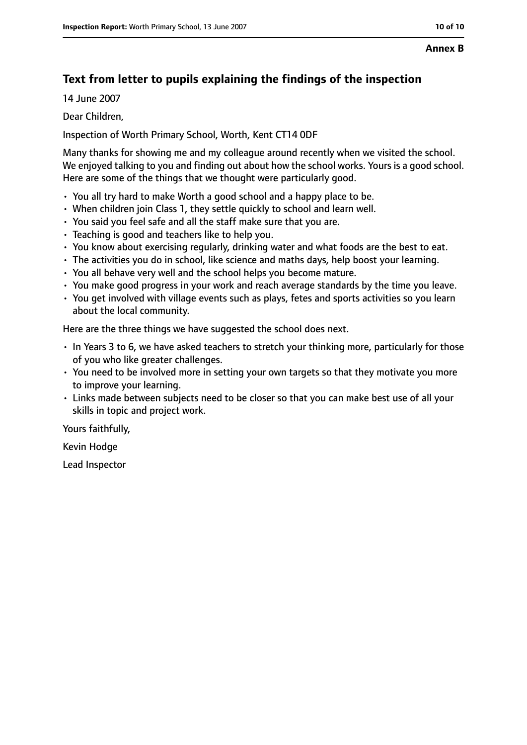**Annex B**

## Text from letter to pupils explaining the findings of the inspection

14 June 2007

Dear Children,

Inspection of Worth Primary School, Worth, Kent CT14 0DF

Many thanks for showing me and my colleague around recently when we visited the school. We enjoyed talking to you and finding out about how the school works. Yours is a good school. Here are some of the things that we thought were particularly good.

- You all try hard to make Worth a good school and a happy place to be.
- When children join Class 1, they settle quickly to school and learn well.
- You said you feel safe and all the staff make sure that you are.
- Teaching is good and teachers like to help you.
- You know about exercising regularly, drinking water and what foods are the best to eat.
- The activities you do in school, like science and maths days, help boost your learning.
- You all behave very well and the school helps you become mature.
- You make good progress in your work and reach average standards by the time you leave.
- You get involved with village events such as plays, fetes and sports activities so you learn about the local community.

Here are the three things we have suggested the school does next.

- In Years 3 to 6, we have asked teachers to stretch your thinking more, particularly for those of you who like greater challenges.
- You need to be involved more in setting your own targets so that they motivate you more to improve your learning.
- Links made between subjects need to be closer so that you can make best use of all your skills in topic and project work.

Yours faithfully,

Kevin Hodge

Lead Inspector